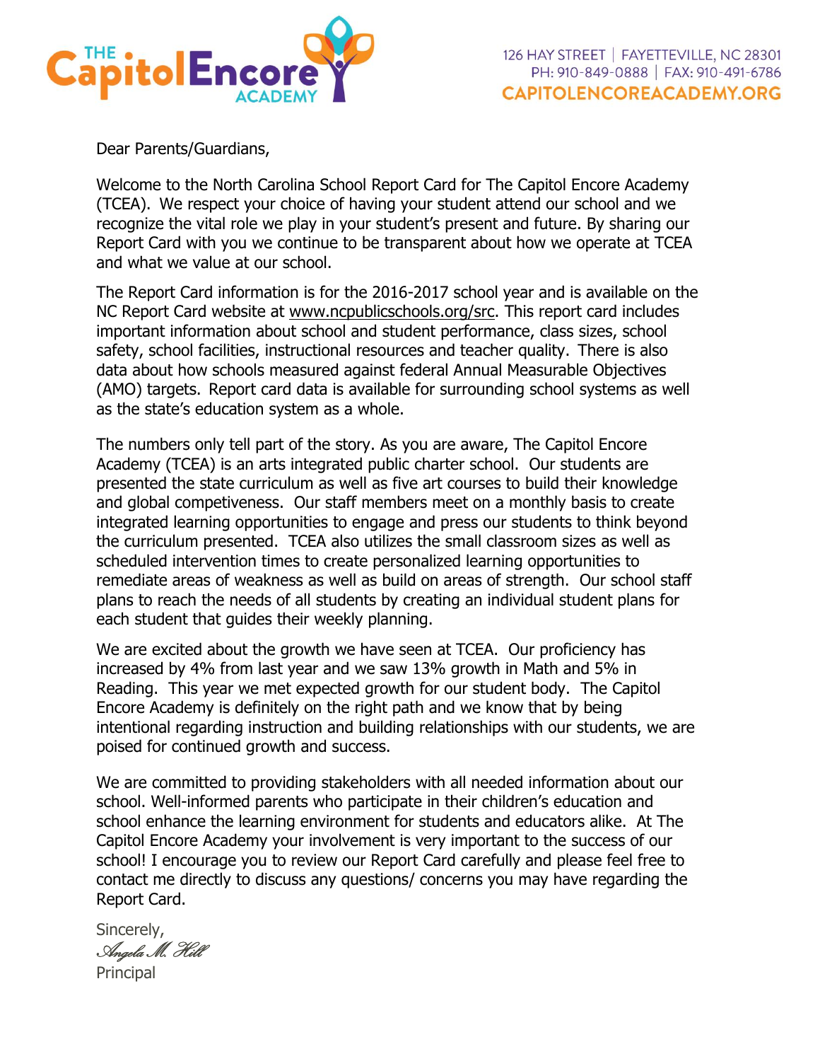THE CapitolEncore ACADEMY

126 HAY STREET | FAYETTEVILLE, NC 28301
PH: 910-849-0888 | FAX: 910-491-6786
CAPITOLENCOREACADEMY.ORG

Dear Parents/Guardians,

Welcome to the North Carolina School Report Card for The Capitol Encore Academy (TCEA). We respect your choice of having your student attend our school and we recognize the vital role we play in your student's present and future. By sharing our Report Card with you we continue to be transparent about how we operate at TCEA and what we value at our school.

The Report Card information is for the 2016-2017 school year and is available on the NC Report Card website at www.ncpublicschools.org/src. This report card includes important information about school and student performance, class sizes, school safety, school facilities, instructional resources and teacher quality. There is also data about how schools measured against federal Annual Measurable Objectives (AMO) targets. Report card data is available for surrounding school systems as well as the state's education system as a whole.

The numbers only tell part of the story. As you are aware, The Capitol Encore Academy (TCEA) is an arts integrated public charter school. Our students are presented the state curriculum as well as five art courses to build their knowledge and global competiveness. Our staff members meet on a monthly basis to create integrated learning opportunities to engage and press our students to think beyond the curriculum presented. TCEA also utilizes the small classroom sizes as well as scheduled intervention times to create personalized learning opportunities to remediate areas of weakness as well as build on areas of strength. Our school staff plans to reach the needs of all students by creating an individual student plans for each student that guides their weekly planning.

We are excited about the growth we have seen at TCEA. Our proficiency has increased by 4% from last year and we saw 13% growth in Math and 5% in Reading. This year we met expected growth for our student body. The Capitol Encore Academy is definitely on the right path and we know that by being intentional regarding instruction and building relationships with our students, we are poised for continued growth and success.

We are committed to providing stakeholders with all needed information about our school. Well-informed parents who participate in their children's education and school enhance the learning environment for students and educators alike. At The Capitol Encore Academy your involvement is very important to the success of our school! I encourage you to review our Report Card carefully and please feel free to contact me directly to discuss any questions/ concerns you may have regarding the Report Card.

Sincerely,

*Angela M. Hill*

Principal